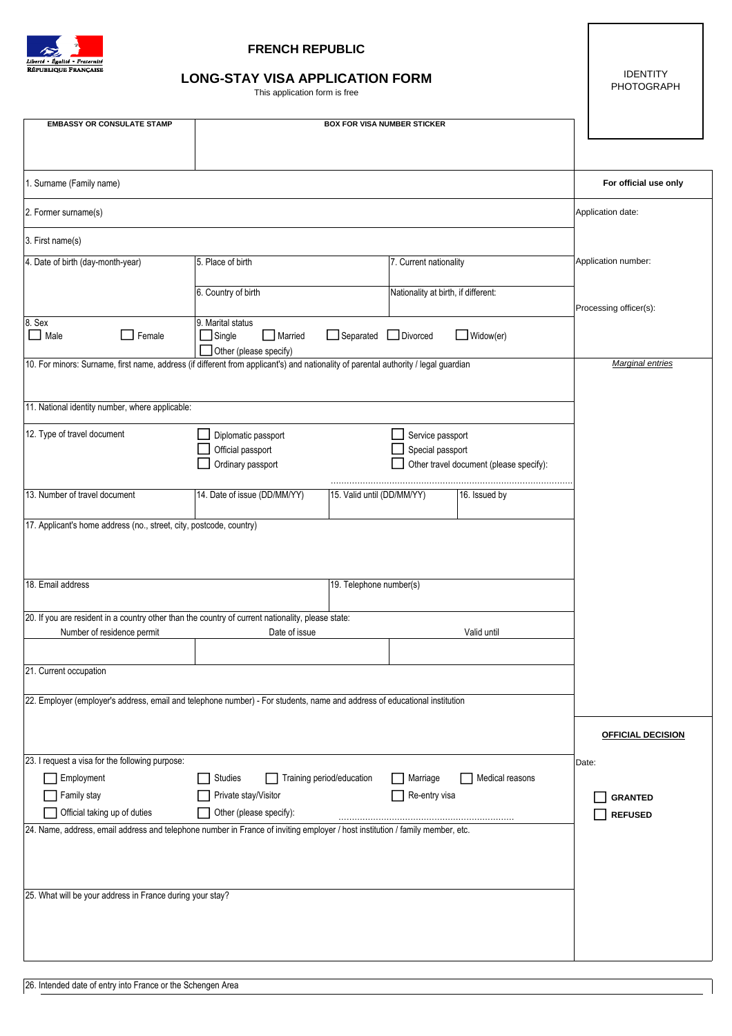Liberté • Égalité • Fraternité
RÉPUBLIQUE FRANÇAISE

**FRENCH REPUBLIC**

# LONG-STAY VISA APPLICATION FORM

This application form is free

IDENTITY PHOTOGRAPH

| **EMBASSY OR CONSULATE STAMP** | **BOX FOR VISA NUMBER STICKER** |
|---|---|
| | |

**For official use only**

Application date:

Application number:

Processing officer(s):

*Marginal entries*

1. Surname (Family name)

2. Former surname(s)

3. First name(s)

4. Date of birth (day-month-year)

5. Place of birth

6. Country of birth

7. Current nationality

Nationality at birth, if different:

8. Sex
☐ Male ☐ Female

9. Marital status
☐ Single ☐ Married ☐ Separated ☐ Divorced ☐ Widow(er)
☐ Other (please specify)

10. For minors: Surname, first name, address (if different from applicant's) and nationality of parental authority / legal guardian

11. National identity number, where applicable:

12. Type of travel document
☐ Diplomatic passport ☐ Service passport
☐ Official passport ☐ Special passport
☐ Ordinary passport ☐ Other travel document (please specify): ....................

| 13. Number of travel document | 14. Date of issue (DD/MM/YY) | 15. Valid until (DD/MM/YY) | 16. Issued by |
|---|---|---|---|
| | | | |

17. Applicant's home address (no., street, city, postcode, country)

| 18. Email address | 19. Telephone number(s) |
|---|---|
| | |

20. If you are resident in a country other than the country of current nationality, please state:

| Number of residence permit | Date of issue | Valid until |
|---|---|---|
| | | |

21. Current occupation

22. Employer (employer's address, email and telephone number) - For students, name and address of educational institution

23. I request a visa for the following purpose:
☐ Employment ☐ Studies ☐ Training period/education ☐ Marriage ☐ Medical reasons
☐ Family stay ☐ Private stay/Visitor ☐ Re-entry visa
☐ Official taking up of duties ☐ Other (please specify): ....................

24. Name, address, email address and telephone number in France of inviting employer / host institution / family member, etc.

25. What will be your address in France during your stay?

**OFFICIAL DECISION**

Date:

☐ **GRANTED**

☐ **REFUSED**

26. Intended date of entry into France or the Schengen Area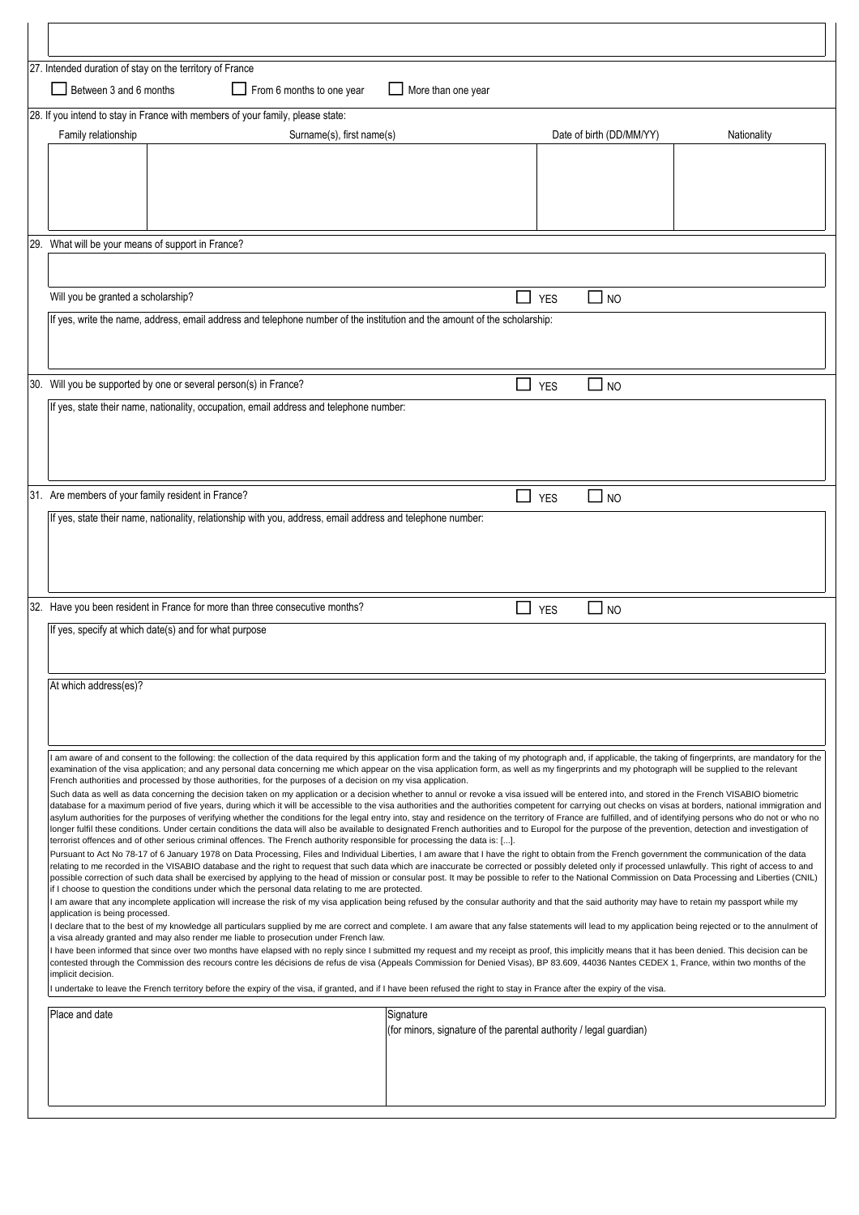27. Intended duration of stay on the territory of France

☐ Between 3 and 6 months ☐ From 6 months to one year ☐ More than one year

28. If you intend to stay in France with members of your family, please state:

| Family relationship | Surname(s), first name(s) | Date of birth (DD/MM/YY) | Nationality |
| --- | --- | --- | --- |
| | | | |

29. What will be your means of support in France?

Will you be granted a scholarship? ☐ YES ☐ NO

If yes, write the name, address, email address and telephone number of the institution and the amount of the scholarship:

30. Will you be supported by one or several person(s) in France? ☐ YES ☐ NO

If yes, state their name, nationality, occupation, email address and telephone number:

31. Are members of your family resident in France? ☐ YES ☐ NO

If yes, state their name, nationality, relationship with you, address, email address and telephone number:

32. Have you been resident in France for more than three consecutive months? ☐ YES ☐ NO

If yes, specify at which date(s) and for what purpose

At which address(es)?

I am aware of and consent to the following: the collection of the data required by this application form and the taking of my photograph and, if applicable, the taking of fingerprints, are mandatory for the examination of the visa application; and any personal data concerning me which appear on the visa application form, as well as my fingerprints and my photograph will be supplied to the relevant French authorities and processed by those authorities, for the purposes of a decision on my visa application.

Such data as well as data concerning the decision taken on my application or a decision whether to annul or revoke a visa issued will be entered into, and stored in the French VISABIO biometric database for a maximum period of five years, during which it will be accessible to the visa authorities and the authorities competent for carrying out checks on visas at borders, national immigration and asylum authorities for the purposes of verifying whether the conditions for the legal entry into, stay and residence on the territory of France are fulfilled, and of identifying persons who do not or who no longer fulfil these conditions. Under certain conditions the data will also be available to designated French authorities and to Europol for the purpose of the prevention, detection and investigation of terrorist offences and of other serious criminal offences. The French authority responsible for processing the data is: [...].

Pursuant to Act No 78-17 of 6 January 1978 on Data Processing, Files and Individual Liberties, I am aware that I have the right to obtain from the French government the communication of the data relating to me recorded in the VISABIO database and the right to request that such data which are inaccurate be corrected or possibly deleted only if processed unlawfully. This right of access to and possible correction of such data shall be exercised by applying to the head of mission or consular post. It may be possible to refer to the National Commission on Data Processing and Liberties (CNIL) if I choose to question the conditions under which the personal data relating to me are protected.

I am aware that any incomplete application will increase the risk of my visa application being refused by the consular authority and that the said authority may have to retain my passport while my application is being processed.

I declare that to the best of my knowledge all particulars supplied by me are correct and complete. I am aware that any false statements will lead to my application being rejected or to the annulment of a visa already granted and may also render me liable to prosecution under French law.

I have been informed that since over two months have elapsed with no reply since I submitted my request and my receipt as proof, this implicitly means that it has been denied. This decision can be contested through the Commission des recours contre les décisions de refus de visa (Appeals Commission for Denied Visas), BP 83.609, 44036 Nantes CEDEX 1, France, within two months of the implicit decision.

I undertake to leave the French territory before the expiry of the visa, if granted, and if I have been refused the right to stay in France after the expiry of the visa.

| Place and date | Signature (for minors, signature of the parental authority / legal guardian) |
| --- | --- |
| | |